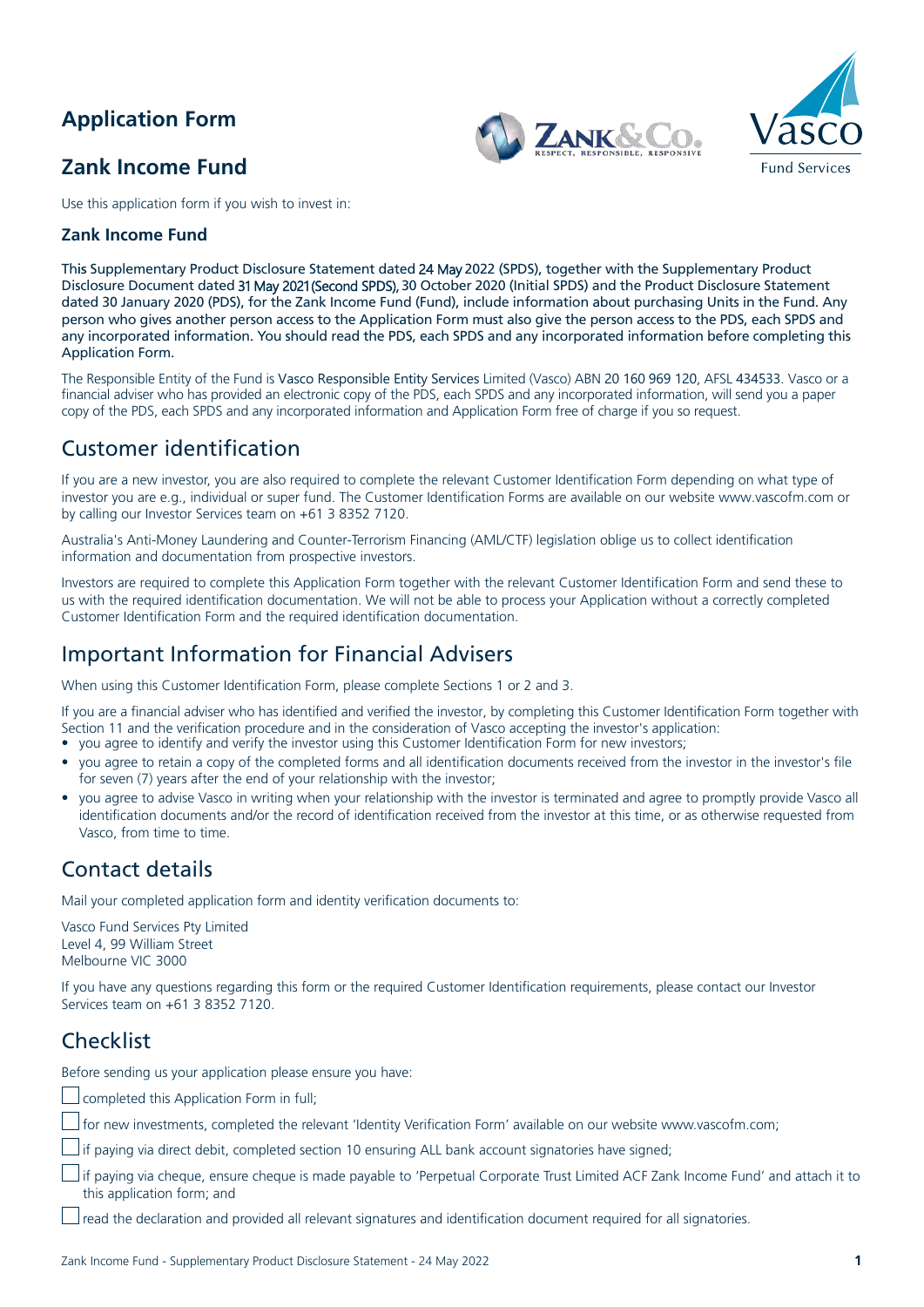# Application Form

## Zank Income Fund

Use this application form if you wish to invest in:

### Zank Income Fund

**This Supplementary Product Disclosure Statement dated 24 May 2022 (SPDS), together with the Supplementary Product Disclosure Document dated 31 May 2021 (Second SPDS), 30 October 2020 (Initial SPDS) and the Product Disclosure Statement dated 30 January 2020 (PDS), for the Zank Income Fund (Fund), include information about purchasing Units in the Fund. Any person who gives another person access to the Application Form must also give the person access to the PDS, each SPDS and any incorporated information. You should read the PDS, each SPDS and any incorporated information before completing this Application Form.**

The Responsible Entity of the Fund is Vasco Responsible Entity Services Limited (Vasco) ABN 20 160 969 120, AFSL 434533. Vasco or a financial adviser who has provided an electronic copy of the PDS, each SPDS and any incorporated information, will send you a paper copy of the PDS, each SPDS and any incorporated information and Application Form free of charge if you so request.

## Customer identification

If you are a new investor, you are also required to complete the relevant Customer Identification Form depending on what type of investor you are e.g., individual or super fund. The Customer Identification Forms are available on our website www.vascofm.com or by calling our Investor Services team on +61 3 8352 7120.

Australia's Anti-Money Laundering and Counter-Terrorism Financing (AML/CTF) legislation oblige us to collect identification information and documentation from prospective investors.

Investors are required to complete this Application Form together with the relevant Customer Identification Form and send these to us with the required identification documentation. We will not be able to process your Application without a correctly completed Customer Identification Form and the required identification documentation.

## Important Information for Financial Advisers

When using this Customer Identification Form, please complete Sections 1 or 2 and 3.

If you are a financial adviser who has identified and verified the investor, by completing this Customer Identification Form together with Section 11 and the verification procedure and in the consideration of Vasco accepting the investor's application:

- you agree to identify and verify the investor using this Customer Identification Form for new investors;
- you agree to retain a copy of the completed forms and all identification documents received from the investor in the investor's file for seven (7) years after the end of your relationship with the investor;
- you agree to advise Vasco in writing when your relationship with the investor is terminated and agree to promptly provide Vasco all identification documents and/or the record of identification received from the investor at this time, or as otherwise requested from Vasco, from time to time.

## Contact details

Mail your completed application form and identity verification documents to:

Vasco Fund Services Pty Limited
Level 4, 99 William Street
Melbourne VIC 3000

If you have any questions regarding this form or the required Customer Identification requirements, please contact our Investor Services team on +61 3 8352 7120.

## Checklist

Before sending us your application please ensure you have:

- ☐ completed this Application Form in full;
- ☐ for new investments, completed the relevant 'Identity Verification Form' available on our website www.vascofm.com;
- ☐ if paying via direct debit, completed section 10 ensuring ALL bank account signatories have signed;
- ☐ if paying via cheque, ensure cheque is made payable to 'Perpetual Corporate Trust Limited ACF Zank Income Fund' and attach it to this application form; and
- ☐ read the declaration and provided all relevant signatures and identification document required for all signatories.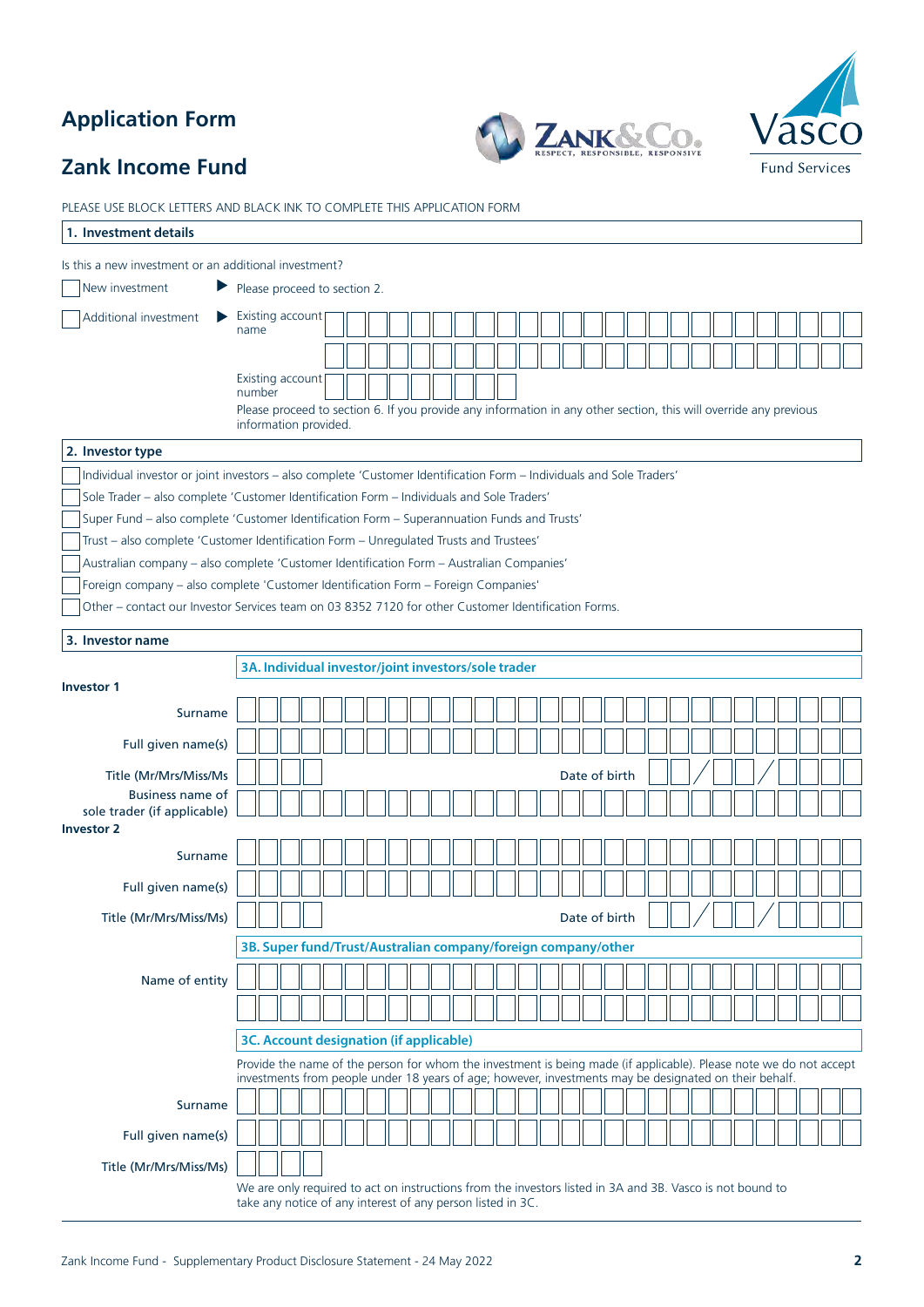# Application Form

## Zank Income Fund

PLEASE USE BLOCK LETTERS AND BLACK INK TO COMPLETE THIS APPLICATION FORM

### 1. Investment details

Is this a new investment or an additional investment?

☐ New investment ▶ Please proceed to section 2.

☐ Additional investment ▶ Existing account name

Existing account number

Please proceed to section 6. If you provide any information in any other section, this will override any previous information provided.

### 2. Investor type

☐ Individual investor or joint investors – also complete 'Customer Identification Form – Individuals and Sole Traders'

☐ Sole Trader – also complete 'Customer Identification Form – Individuals and Sole Traders'

☐ Super Fund – also complete 'Customer Identification Form – Superannuation Funds and Trusts'

☐ Trust – also complete 'Customer Identification Form – Unregulated Trusts and Trustees'

☐ Australian company – also complete 'Customer Identification Form – Australian Companies'

☐ Foreign company – also complete 'Customer Identification Form – Foreign Companies'

☐ Other – contact our Investor Services team on 03 8352 7120 for other Customer Identification Forms.

### 3. Investor name

#### 3A. Individual investor/joint investors/sole trader

**Investor 1**

Surname

Full given name(s)

Title (Mr/Mrs/Miss/Ms

Date of birth / /

Business name of sole trader (if applicable)

**Investor 2**

Surname

Full given name(s)

Title (Mr/Mrs/Miss/Ms)

Date of birth / /

#### 3B. Super fund/Trust/Australian company/foreign company/other

Name of entity

#### 3C. Account designation (if applicable)

Provide the name of the person for whom the investment is being made (if applicable). Please note we do not accept investments from people under 18 years of age; however, investments may be designated on their behalf.

Surname

Full given name(s)

Title (Mr/Mrs/Miss/Ms)

We are only required to act on instructions from the investors listed in 3A and 3B. Vasco is not bound to take any notice of any interest of any person listed in 3C.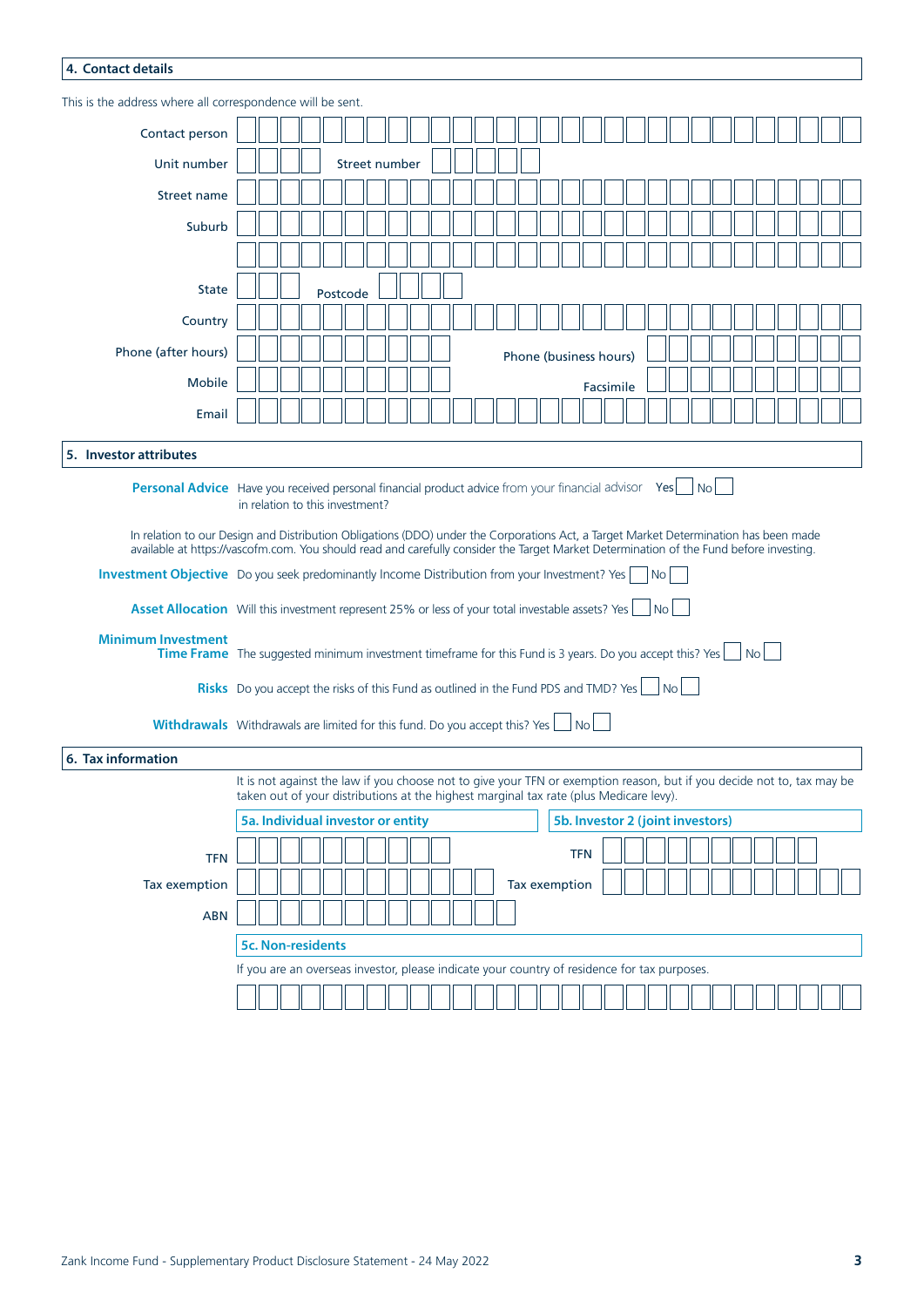## 4. Contact details

This is the address where all correspondence will be sent.

Contact person

Unit number Street number

Street name

Suburb

State Postcode

Country

Phone (after hours) Phone (business hours)

Mobile Facsimile

Email

## 5. Investor attributes

**Personal Advice** Have you received personal financial product advice from your financial advisor in relation to this investment? Yes ☐ No ☐

In relation to our Design and Distribution Obligations (DDO) under the Corporations Act, a Target Market Determination has been made available at https://vascofm.com. You should read and carefully consider the Target Market Determination of the Fund before investing.

**Investment Objective** Do you seek predominantly Income Distribution from your Investment? Yes ☐ No ☐

**Asset Allocation** Will this investment represent 25% or less of your total investable assets? Yes ☐ No ☐

**Minimum Investment Time Frame** The suggested minimum investment timeframe for this Fund is 3 years. Do you accept this? Yes ☐ No ☐

**Risks** Do you accept the risks of this Fund as outlined in the Fund PDS and TMD? Yes ☐ No ☐

**Withdrawals** Withdrawals are limited for this fund. Do you accept this? Yes ☐ No ☐

## 6. Tax information

It is not against the law if you choose not to give your TFN or exemption reason, but if you decide not to, tax may be taken out of your distributions at the highest marginal tax rate (plus Medicare levy).

**5a. Individual investor or entity**

TFN

Tax exemption

ABN

**5b. Investor 2 (joint investors)**

TFN

Tax exemption

**5c. Non-residents**

If you are an overseas investor, please indicate your country of residence for tax purposes.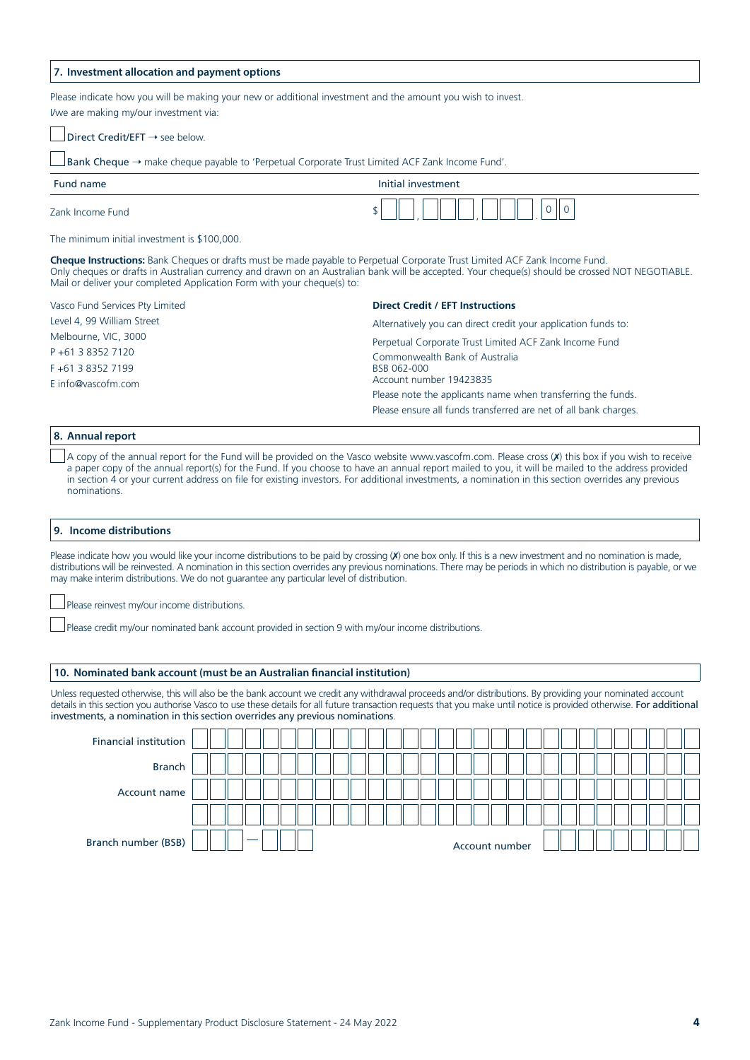## 7. Investment allocation and payment options

Please indicate how you will be making your new or additional investment and the amount you wish to invest.

I/we are making my/our investment via:

☐ **Direct Credit/EFT** → see below.

☐ **Bank Cheque** → make cheque payable to 'Perpetual Corporate Trust Limited ACF Zank Income Fund'.

| Fund name | Initial investment |
|---|---|
| Zank Income Fund | $ ☐☐,☐☐☐,☐☐☐.00 |

The minimum initial investment is $100,000.

**Cheque Instructions:** Bank Cheques or drafts must be made payable to Perpetual Corporate Trust Limited ACF Zank Income Fund. Only cheques or drafts in Australian currency and drawn on an Australian bank will be accepted. Your cheque(s) should be crossed NOT NEGOTIABLE. Mail or deliver your completed Application Form with your cheque(s) to:

Vasco Fund Services Pty Limited
Level 4, 99 William Street
Melbourne, VIC, 3000
P +61 3 8352 7120
F +61 3 8352 7199
E info@vascofm.com

**Direct Credit / EFT Instructions**

Alternatively you can direct credit your application funds to:

Perpetual Corporate Trust Limited ACF Zank Income Fund
Commonwealth Bank of Australia
BSB 062-000
Account number 19423835

Please note the applicants name when transferring the funds.

Please ensure all funds transferred are net of all bank charges.

## 8. Annual report

☐ A copy of the annual report for the Fund will be provided on the Vasco website www.vascofm.com. Please cross (✗) this box if you wish to receive a paper copy of the annual report(s) for the Fund. If you choose to have an annual report mailed to you, it will be mailed to the address provided in section 4 or your current address on file for existing investors. For additional investments, a nomination in this section overrides any previous nominations.

## 9. Income distributions

Please indicate how you would like your income distributions to be paid by crossing (✗) one box only. If this is a new investment and no nomination is made, distributions will be reinvested. A nomination in this section overrides any previous nominations. There may be periods in which no distribution is payable, or we may make interim distributions. We do not guarantee any particular level of distribution.

☐ Please reinvest my/our income distributions.

☐ Please credit my/our nominated bank account provided in section 9 with my/our income distributions.

## 10. Nominated bank account (must be an Australian financial institution)

Unless requested otherwise, this will also be the bank account we credit any withdrawal proceeds and/or distributions. By providing your nominated account details in this section you authorise Vasco to use these details for all future transaction requests that you make until notice is provided otherwise. **For additional investments, a nomination in this section overrides any previous nominations**.

Financial institution ______________________________

Branch ______________________________

Account name ______________________________

______________________________

Branch number (BSB) ☐☐☐ — ☐☐☐    Account number ☐☐☐☐☐☐☐☐☐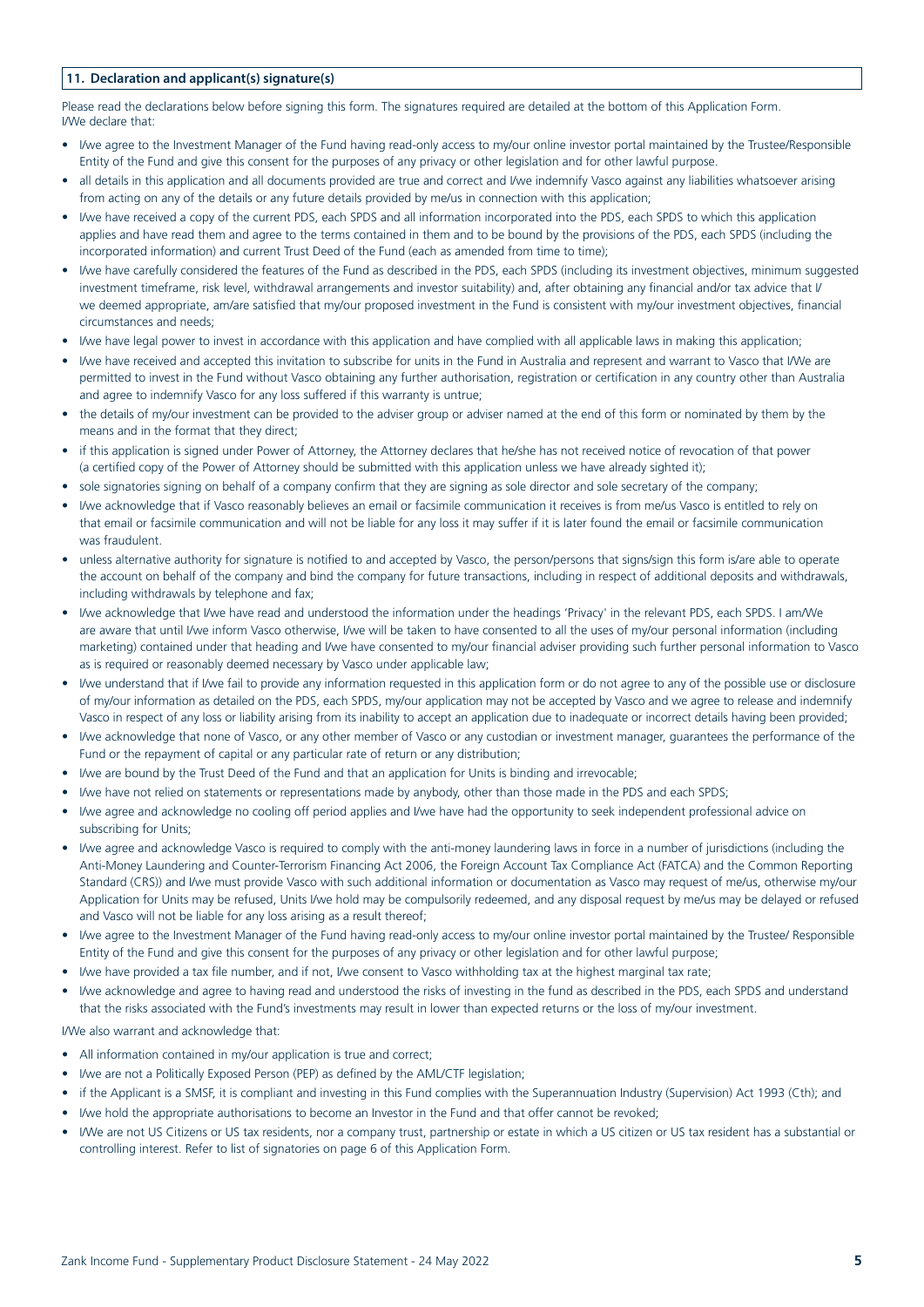## 11. Declaration and applicant(s) signature(s)

Please read the declarations below before signing this form. The signatures required are detailed at the bottom of this Application Form.
I/We declare that:

- I/we agree to the Investment Manager of the Fund having read-only access to my/our online investor portal maintained by the Trustee/Responsible Entity of the Fund and give this consent for the purposes of any privacy or other legislation and for other lawful purpose.
- all details in this application and all documents provided are true and correct and I/we indemnify Vasco against any liabilities whatsoever arising from acting on any of the details or any future details provided by me/us in connection with this application;
- I/we have received a copy of the current PDS, each SPDS and all information incorporated into the PDS, each SPDS to which this application applies and have read them and agree to the terms contained in them and to be bound by the provisions of the PDS, each SPDS (including the incorporated information) and current Trust Deed of the Fund (each as amended from time to time);
- I/we have carefully considered the features of the Fund as described in the PDS, each SPDS (including its investment objectives, minimum suggested investment timeframe, risk level, withdrawal arrangements and investor suitability) and, after obtaining any financial and/or tax advice that I/we deemed appropriate, am/are satisfied that my/our proposed investment in the Fund is consistent with my/our investment objectives, financial circumstances and needs;
- I/we have legal power to invest in accordance with this application and have complied with all applicable laws in making this application;
- I/we have received and accepted this invitation to subscribe for units in the Fund in Australia and represent and warrant to Vasco that I/We are permitted to invest in the Fund without Vasco obtaining any further authorisation, registration or certification in any country other than Australia and agree to indemnify Vasco for any loss suffered if this warranty is untrue;
- the details of my/our investment can be provided to the adviser group or adviser named at the end of this form or nominated by them by the means and in the format that they direct;
- if this application is signed under Power of Attorney, the Attorney declares that he/she has not received notice of revocation of that power (a certified copy of the Power of Attorney should be submitted with this application unless we have already sighted it);
- sole signatories signing on behalf of a company confirm that they are signing as sole director and sole secretary of the company;
- I/we acknowledge that if Vasco reasonably believes an email or facsimile communication it receives is from me/us Vasco is entitled to rely on that email or facsimile communication and will not be liable for any loss it may suffer if it is later found the email or facsimile communication was fraudulent.
- unless alternative authority for signature is notified to and accepted by Vasco, the person/persons that signs/sign this form is/are able to operate the account on behalf of the company and bind the company for future transactions, including in respect of additional deposits and withdrawals, including withdrawals by telephone and fax;
- I/we acknowledge that I/we have read and understood the information under the headings 'Privacy' in the relevant PDS, each SPDS. I am/We are aware that until I/we inform Vasco otherwise, I/we will be taken to have consented to all the uses of my/our personal information (including marketing) contained under that heading and I/we have consented to my/our financial adviser providing such further personal information to Vasco as is required or reasonably deemed necessary by Vasco under applicable law;
- I/we understand that if I/we fail to provide any information requested in this application form or do not agree to any of the possible use or disclosure of my/our information as detailed on the PDS, each SPDS, my/our application may not be accepted by Vasco and we agree to release and indemnify Vasco in respect of any loss or liability arising from its inability to accept an application due to inadequate or incorrect details having been provided;
- I/we acknowledge that none of Vasco, or any other member of Vasco or any custodian or investment manager, guarantees the performance of the Fund or the repayment of capital or any particular rate of return or any distribution;
- I/we are bound by the Trust Deed of the Fund and that an application for Units is binding and irrevocable;
- I/we have not relied on statements or representations made by anybody, other than those made in the PDS and each SPDS;
- I/we agree and acknowledge no cooling off period applies and I/we have had the opportunity to seek independent professional advice on subscribing for Units;
- I/we agree and acknowledge Vasco is required to comply with the anti-money laundering laws in force in a number of jurisdictions (including the Anti-Money Laundering and Counter-Terrorism Financing Act 2006, the Foreign Account Tax Compliance Act (FATCA) and the Common Reporting Standard (CRS)) and I/we must provide Vasco with such additional information or documentation as Vasco may request of me/us, otherwise my/our Application for Units may be refused, Units I/we hold may be compulsorily redeemed, and any disposal request by me/us may be delayed or refused and Vasco will not be liable for any loss arising as a result thereof;
- I/we agree to the Investment Manager of the Fund having read-only access to my/our online investor portal maintained by the Trustee/ Responsible Entity of the Fund and give this consent for the purposes of any privacy or other legislation and for other lawful purpose;
- I/we have provided a tax file number, and if not, I/we consent to Vasco withholding tax at the highest marginal tax rate;
- I/we acknowledge and agree to having read and understood the risks of investing in the fund as described in the PDS, each SPDS and understand that the risks associated with the Fund's investments may result in lower than expected returns or the loss of my/our investment.

I/We also warrant and acknowledge that:

- All information contained in my/our application is true and correct;
- I/we are not a Politically Exposed Person (PEP) as defined by the AML/CTF legislation;
- if the Applicant is a SMSF, it is compliant and investing in this Fund complies with the Superannuation Industry (Supervision) Act 1993 (Cth); and
- I/we hold the appropriate authorisations to become an Investor in the Fund and that offer cannot be revoked;
- I/We are not US Citizens or US tax residents, nor a company trust, partnership or estate in which a US citizen or US tax resident has a substantial or controlling interest. Refer to list of signatories on page 6 of this Application Form.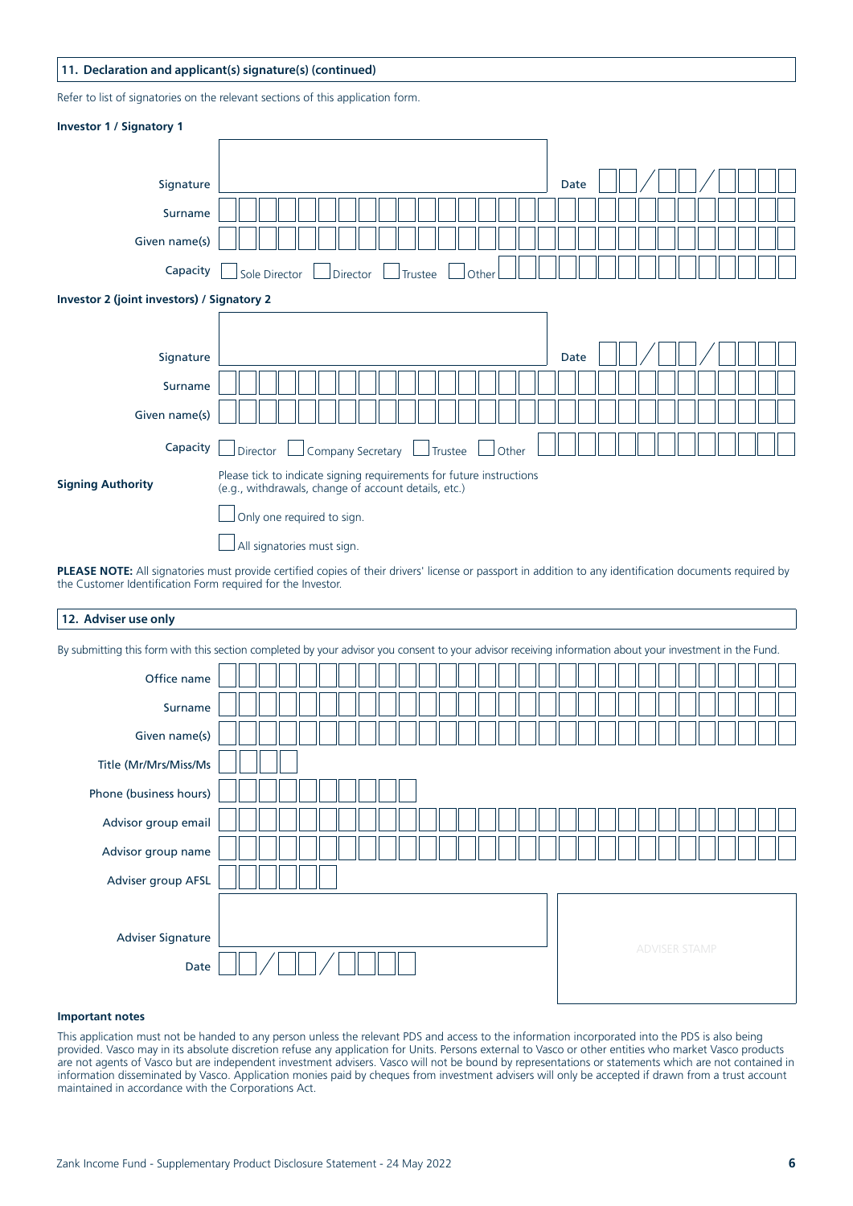## 11. Declaration and applicant(s) signature(s) (continued)

Refer to list of signatories on the relevant sections of this application form.

**Investor 1 / Signatory 1**

Signature ______________________ Date ___ / ___ / ______

Surname

Given name(s)

Capacity ☐ Sole Director ☐ Director ☐ Trustee ☐ Other

**Investor 2 (joint investors) / Signatory 2**

Signature ______________________ Date ___ / ___ / ______

Surname

Given name(s)

Capacity ☐ Director ☐ Company Secretary ☐ Trustee ☐ Other

**Signing Authority**

Please tick to indicate signing requirements for future instructions (e.g., withdrawals, change of account details, etc.)

☐ Only one required to sign.

☐ All signatories must sign.

**PLEASE NOTE:** All signatories must provide certified copies of their drivers' license or passport in addition to any identification documents required by the Customer Identification Form required for the Investor.

## 12. Adviser use only

By submitting this form with this section completed by your advisor you consent to your advisor receiving information about your investment in the Fund.

Office name

Surname

Given name(s)

Title (Mr/Mrs/Miss/Ms

Phone (business hours)

Advisor group email

Advisor group name

Adviser group AFSL

Adviser Signature

Date ___ / ___ / ______

ADVISER STAMP

#### Important notes

This application must not be handed to any person unless the relevant PDS and access to the information incorporated into the PDS is also being provided. Vasco may in its absolute discretion refuse any application for Units. Persons external to Vasco or other entities who market Vasco products are not agents of Vasco but are independent investment advisers. Vasco will not be bound by representations or statements which are not contained in information disseminated by Vasco. Application monies paid by cheques from investment advisers will only be accepted if drawn from a trust account maintained in accordance with the Corporations Act.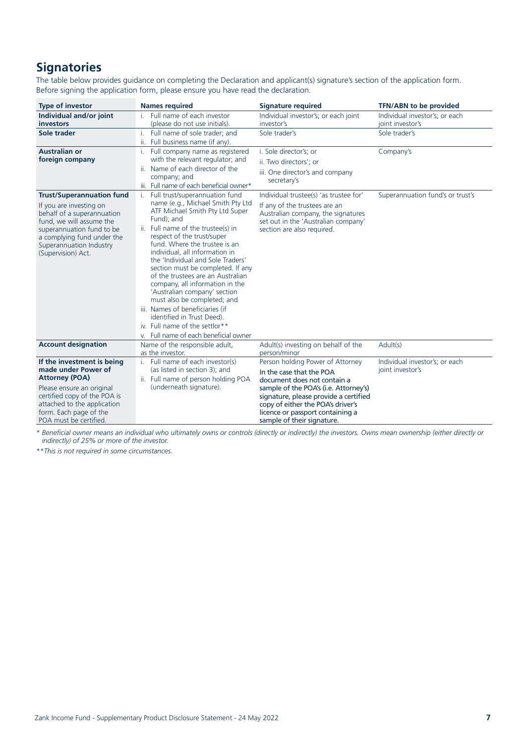## Signatories

The table below provides guidance on completing the Declaration and applicant(s) signature's section of the application form. Before signing the application form, please ensure you have read the declaration.

| Type of investor | Names required | Signature required | TFN/ABN to be provided |
|---|---|---|---|
| **Individual and/or joint investors** | i. Full name of each investor (please do not use initials). | Individual investor's; or each joint investor's | Individual investor's; or each joint investor's |
| **Sole trader** | i. Full name of sole trader; and<br>ii. Full business name (if any). | Sole trader's | Sole trader's |
| **Australian or foreign company** | i. Full company name as registered with the relevant regulator; and<br>ii. Name of each director of the company; and<br>iii. Full name of each beneficial owner* | i. Sole director's; or<br>ii. Two directors'; or<br>iii. One director's and company secretary's | Company's |
| **Trust/Superannuation fund**<br>If you are investing on behalf of a superannuation fund, we will assume the superannuation fund to be a complying fund under the Superannuation Industry (Supervision) Act. | i. Full trust/superannuation fund name (e.g., Michael Smith Pty Ltd ATF Michael Smith Pty Ltd Super Fund); and<br>ii. Full name of the trustee(s) in respect of the trust/super fund. Where the trustee is an individual, all information in the 'Individual and Sole Traders' section must be completed. If any of the trustees are an Australian company, all information in the 'Australian company' section must also be completed; and<br>iii. Names of beneficiaries (if identified in Trust Deed).<br>iv. Full name of the settlor**<br>v. Full name of each beneficial owner | Individual trustee(s) 'as trustee for'<br>If any of the trustees are an Australian company, the signatures set out in the 'Australian company' section are also required. | Superannuation fund's or trust's |
| **Account designation** | Name of the responsible adult, as the investor. | Adult(s) investing on behalf of the person/minor | Adult(s) |
| **If the investment is being made under Power of Attorney (POA)**<br>Please ensure an original certified copy of the POA is attached to the application form. Each page of the POA must be certified. | i. Full name of each investor(s) (as listed in section 3); and<br>ii. Full name of person holding POA (underneath signature). | Person holding Power of Attorney<br>In the case that the POA document does not contain a sample of the POA's (i.e. Attorney's) signature, please provide a certified copy of either the POA's driver's licence or passport containing a sample of their signature. | Individual investor's; or each joint investor's |

*\* Beneficial owner means an individual who ultimately owns or controls (directly or indirectly) the investors. Owns mean ownership (either directly or indirectly) of 25% or more of the investor.*

*\*\*This is not required in some circumstances.*